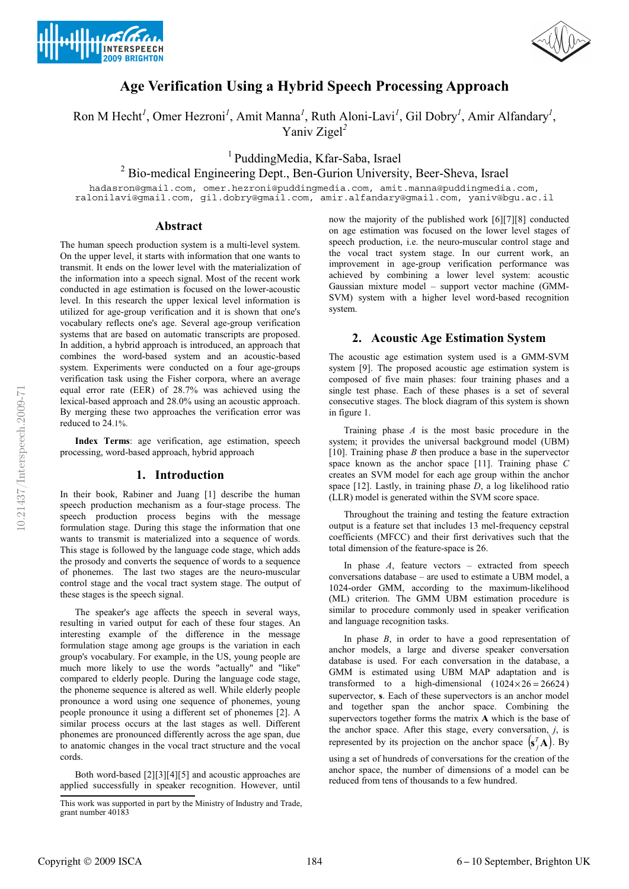# Age Verification Using a Hybrid Speech Processing Approach

Ron M Hecht[1], Omer Hezroni[1], Amit Manna[1], Ruth Aloni-Lavi[1], Gil Dobry[1], Amir Alfandary[1], Yaniv Zigel[2]

[1] PuddingMedia, Kfar-Saba, Israel
[2] Bio-medical Engineering Dept., Ben-Gurion University, Beer-Sheva, Israel

hadasron@gmail.com, omer.hezroni@puddingmedia.com, amit.manna@puddingmedia.com, ralonilavi@gmail.com, gil.dobry@gmail.com, amir.alfandary@gmail.com, yaniv@bgu.ac.il

## Abstract

The human speech production system is a multi-level system. On the upper level, it starts with information that one wants to transmit. It ends on the lower level with the materialization of the information into a speech signal. Most of the recent work conducted in age estimation is focused on the lower-acoustic level. In this research the upper lexical level information is utilized for age-group verification and it is shown that one's vocabulary reflects one's age. Several age-group verification systems that are based on automatic transcripts are proposed. In addition, a hybrid approach is introduced, an approach that combines the word-based system and an acoustic-based system. Experiments were conducted on a four age-groups verification task using the Fisher corpora, where an average equal error rate (EER) of 28.7% was achieved using the lexical-based approach and 28.0% using an acoustic approach. By merging these two approaches the verification error was reduced to 24.1%.

**Index Terms**: age verification, age estimation, speech processing, word-based approach, hybrid approach

## 1. Introduction

In their book, Rabiner and Juang [1] describe the human speech production mechanism as a four-stage process. The speech production process begins with the message formulation stage. During this stage the information that one wants to transmit is materialized into a sequence of words. This stage is followed by the language code stage, which adds the prosody and converts the sequence of words to a sequence of phonemes. The last two stages are the neuro-muscular control stage and the vocal tract system stage. The output of these stages is the speech signal.

The speaker's age affects the speech in several ways, resulting in varied output for each of these four stages. An interesting example of the difference in the message formulation stage among age groups is the variation in each group's vocabulary. For example, in the US, young people are much more likely to use the words "actually" and "like" compared to elderly people. During the language code stage, the phoneme sequence is altered as well. While elderly people pronounce a word using one sequence of phonemes, young people pronounce it using a different set of phonemes [2]. A similar process occurs at the last stages as well. Different phonemes are pronounced differently across the age span, due to anatomic changes in the vocal tract structure and the vocal cords.

Both word-based [2][3][4][5] and acoustic approaches are applied successfully in speaker recognition. However, until now the majority of the published work [6][7][8] conducted on age estimation was focused on the lower level stages of speech production, i.e. the neuro-muscular control stage and the vocal tract system stage. In our current work, an improvement in age-group verification performance was achieved by combining a lower level system: acoustic Gaussian mixture model – support vector machine (GMM-SVM) system with a higher level word-based recognition system.

This work was supported in part by the Ministry of Industry and Trade, grant number 40183

## 2. Acoustic Age Estimation System

The acoustic age estimation system used is a GMM-SVM system [9]. The proposed acoustic age estimation system is composed of five main phases: four training phases and a single test phase. Each of these phases is a set of several consecutive stages. The block diagram of this system is shown in figure 1.

Training phase *A* is the most basic procedure in the system; it provides the universal background model (UBM) [10]. Training phase *B* then produce a base in the supervector space known as the anchor space [11]. Training phase *C* creates an SVM model for each age group within the anchor space [12]. Lastly, in training phase *D*, a log likelihood ratio (LLR) model is generated within the SVM score space.

Throughout the training and testing the feature extraction output is a feature set that includes 13 mel-frequency cepstral coefficients (MFCC) and their first derivatives such that the total dimension of the feature-space is 26.

In phase *A*, feature vectors – extracted from speech conversations database – are used to estimate a UBM model, a 1024-order GMM, according to the maximum-likelihood (ML) criterion. The GMM UBM estimation procedure is similar to procedure commonly used in speaker verification and language recognition tasks.

In phase *B*, in order to have a good representation of anchor models, a large and diverse speaker conversation database is used. For each conversation in the database, a GMM is estimated using UBM MAP adaptation and is transformed to a high-dimensional $(1024 \times 26 = 26624)$ supervector, $\mathbf{s}$. Each of these supervectors is an anchor model and together span the anchor space. Combining the supervectors together forms the matrix $\mathbf{A}$ which is the base of the anchor space. After this stage, every conversation, $j$, is represented by its projection on the anchor space $\left(\mathbf{s}_j^T \mathbf{A}\right)$. By using a set of hundreds of conversations for the creation of the anchor space, the number of dimensions of a model can be reduced from tens of thousands to a few hundred.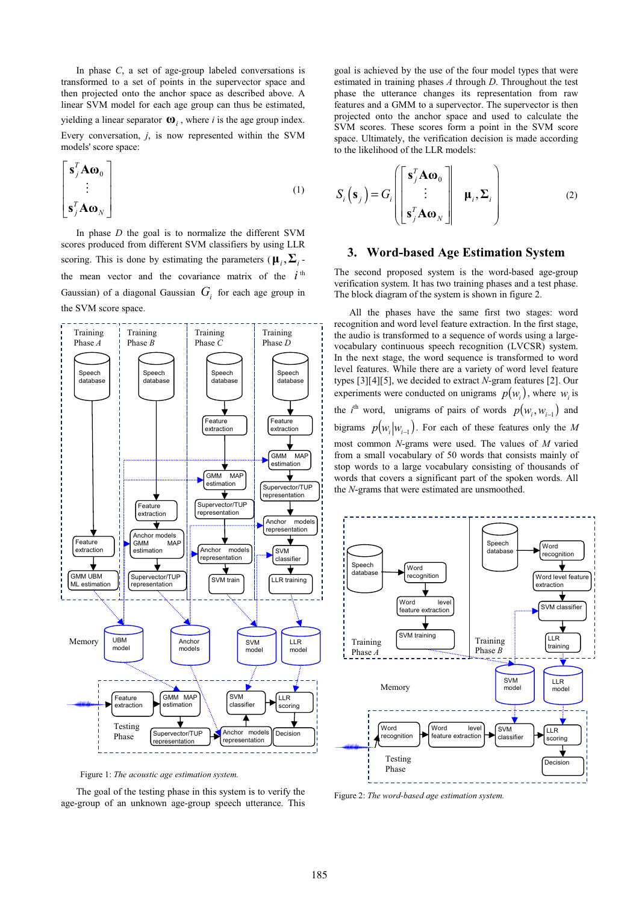In phase *C*, a set of age-group labeled conversations is transformed to a set of points in the supervector space and then projected onto the anchor space as described above. A linear SVM model for each age group can thus be estimated, yielding a linear separator $\boldsymbol{\omega}_i$, where $i$ is the age group index. Every conversation, $j$, is now represented within the SVM models' score space:

$$\begin{bmatrix} \mathbf{s}_j^T \mathbf{A} \boldsymbol{\omega}_0 \\ \vdots \\ \mathbf{s}_j^T \mathbf{A} \boldsymbol{\omega}_N \end{bmatrix} \tag{1}$$

In phase *D* the goal is to normalize the different SVM scores produced from different SVM classifiers by using LLR scoring. This is done by estimating the parameters ($\boldsymbol{\mu}_i, \boldsymbol{\Sigma}_i$ - the mean vector and the covariance matrix of the $i^{\text{th}}$ Gaussian) of a diagonal Gaussian $G_i$ for each age group in the SVM score space.

Figure 1: *The acoustic age estimation system.*

The goal of the testing phase in this system is to verify the age-group of an unknown age-group speech utterance. This goal is achieved by the use of the four model types that were estimated in training phases *A* through *D*. Throughout the test phase the utterance changes its representation from raw features and a GMM to a supervector. The supervector is then projected onto the anchor space and used to calculate the SVM scores. These scores form a point in the SVM score space. Ultimately, the verification decision is made according to the likelihood of the LLR models:

$$S_i(\mathbf{s}_j) = G_i\left( \begin{bmatrix} \mathbf{s}_j^T \mathbf{A} \boldsymbol{\omega}_0 \\ \vdots \\ \mathbf{s}_j^T \mathbf{A} \boldsymbol{\omega}_N \end{bmatrix} \middle| \boldsymbol{\mu}_i, \boldsymbol{\Sigma}_i \right) \tag{2}$$

## 3. Word-based Age Estimation System

The second proposed system is the word-based age-group verification system. It has two training phases and a test phase. The block diagram of the system is shown in figure 2.

All the phases have the same first two stages: word recognition and word level feature extraction. In the first stage, the audio is transformed to a sequence of words using a large-vocabulary continuous speech recognition (LVCSR) system. In the next stage, the word sequence is transformed to word level features. While there are a variety of word level feature types [3][4][5], we decided to extract *N*-gram features [2]. Our experiments were conducted on unigrams $p(w_i)$, where $w_i$ is the $i^{\text{th}}$ word, unigrams of pairs of words $p(w_i, w_{i-1})$ and bigrams $p(w_i | w_{i-1})$. For each of these features only the $M$ most common *N*-grams were used. The values of $M$ varied from a small vocabulary of 50 words that consists mainly of stop words to a large vocabulary consisting of thousands of words that covers a significant part of the spoken words. All the *N*-grams that were estimated are unsmoothed.

Figure 2: *The word-based age estimation system.*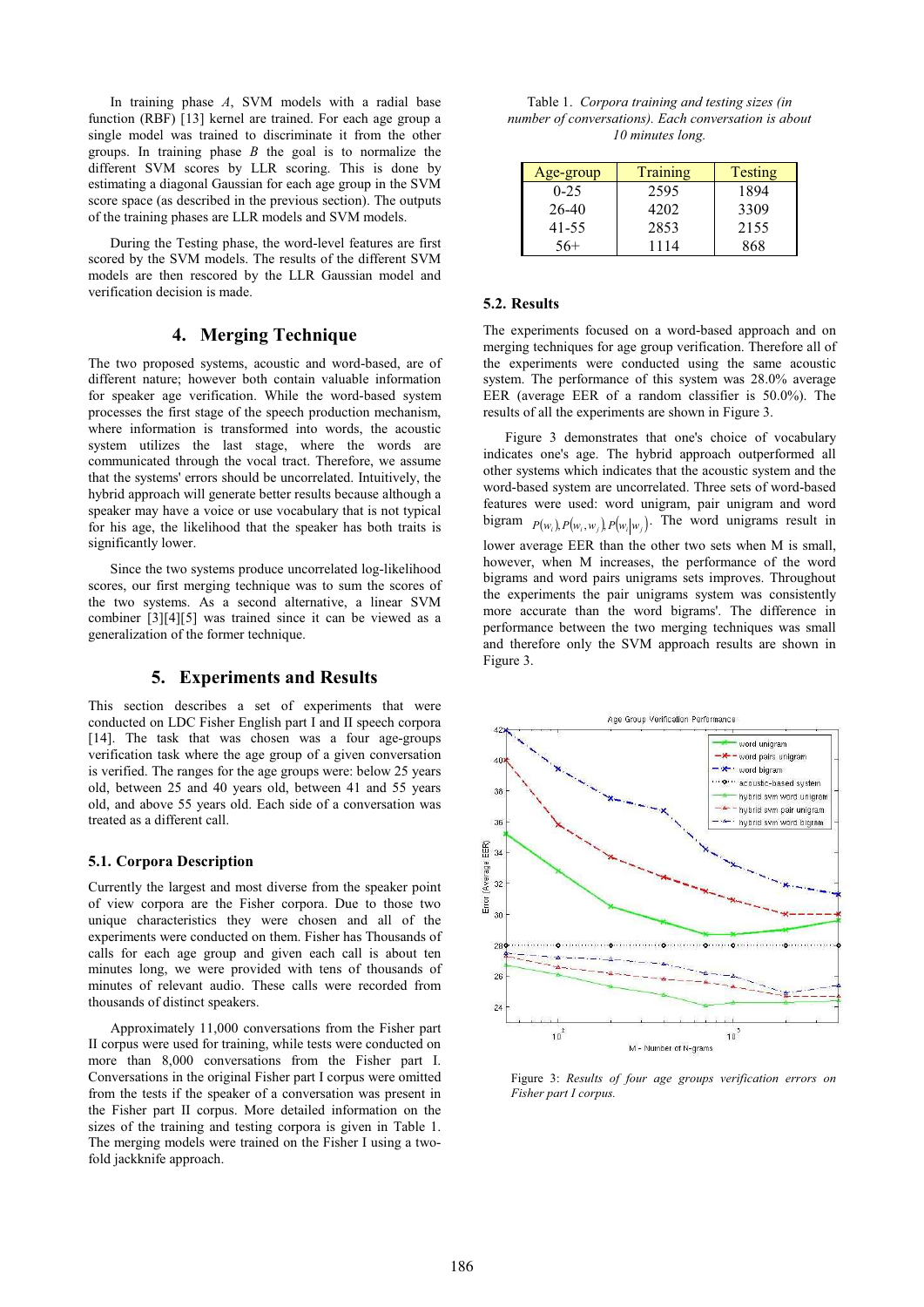In training phase *A*, SVM models with a radial base function (RBF) [13] kernel are trained. For each age group a single model was trained to discriminate it from the other groups. In training phase *B* the goal is to normalize the different SVM scores by LLR scoring. This is done by estimating a diagonal Gaussian for each age group in the SVM score space (as described in the previous section). The outputs of the training phases are LLR models and SVM models.

During the Testing phase, the word-level features are first scored by the SVM models. The results of the different SVM models are then rescored by the LLR Gaussian model and verification decision is made.

## 4. Merging Technique

The two proposed systems, acoustic and word-based, are of different nature; however both contain valuable information for speaker age verification. While the word-based system processes the first stage of the speech production mechanism, where information is transformed into words, the acoustic system utilizes the last stage, where the words are communicated through the vocal tract. Therefore, we assume that the systems' errors should be uncorrelated. Intuitively, the hybrid approach will generate better results because although a speaker may have a voice or use vocabulary that is not typical for his age, the likelihood that the speaker has both traits is significantly lower.

Since the two systems produce uncorrelated log-likelihood scores, our first merging technique was to sum the scores of the two systems. As a second alternative, a linear SVM combiner [3][4][5] was trained since it can be viewed as a generalization of the former technique.

## 5. Experiments and Results

This section describes a set of experiments that were conducted on LDC Fisher English part I and II speech corpora [14]. The task that was chosen was a four age-groups verification task where the age group of a given conversation is verified. The ranges for the age groups were: below 25 years old, between 25 and 40 years old, between 41 and 55 years old, and above 55 years old. Each side of a conversation was treated as a different call.

### 5.1. Corpora Description

Currently the largest and most diverse from the speaker point of view corpora are the Fisher corpora. Due to those two unique characteristics they were chosen and all of the experiments were conducted on them. Fisher has Thousands of calls for each age group and given each call is about ten minutes long, we were provided with tens of thousands of minutes of relevant audio. These calls were recorded from thousands of distinct speakers.

Approximately 11,000 conversations from the Fisher part II corpus were used for training, while tests were conducted on more than 8,000 conversations from the Fisher part I. Conversations in the original Fisher part I corpus were omitted from the tests if the speaker of a conversation was present in the Fisher part II corpus. More detailed information on the sizes of the training and testing corpora is given in Table 1. The merging models were trained on the Fisher I using a two-fold jackknife approach.

Table 1. *Corpora training and testing sizes (in number of conversations). Each conversation is about 10 minutes long.*

| Age-group | Training | Testing |
|---|---|---|
| 0-25 | 2595 | 1894 |
| 26-40 | 4202 | 3309 |
| 41-55 | 2853 | 2155 |
| 56+ | 1114 | 868 |

### 5.2. Results

The experiments focused on a word-based approach and on merging techniques for age group verification. Therefore all of the experiments were conducted using the same acoustic system. The performance of this system was 28.0% average EER (average EER of a random classifier is 50.0%). The results of all the experiments are shown in Figure 3.

Figure 3 demonstrates that one's choice of vocabulary indicates one's age. The hybrid approach outperformed all other systems which indicates that the acoustic system and the word-based system are uncorrelated. Three sets of word-based features were used: word unigram, pair unigram and word bigram $P(w_i), P(w_i, w_j), P(w_i|w_j)$. The word unigrams result in lower average EER than the other two sets when M is small, however, when M increases, the performance of the word bigrams and word pairs unigrams sets improves. Throughout the experiments the pair unigrams system was consistently more accurate than the word bigrams'. The difference in performance between the two merging techniques was small and therefore only the SVM approach results are shown in Figure 3.

Figure 3: *Results of four age groups verification errors on Fisher part I corpus.*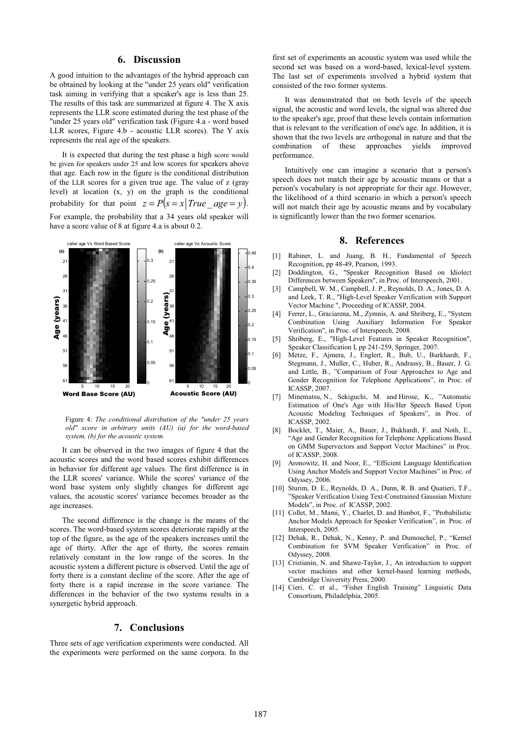## 6. Discussion

A good intuition to the advantages of the hybrid approach can be obtained by looking at the "under 25 years old" verification task aiming in verifying that a speaker's age is less than 25. The results of this task are summarized at figure 4. The X axis represents the LLR score estimated during the test phase of the "under 25 years old" verification task (Figure 4.a - word based LLR scores, Figure 4.b - acoustic LLR scores). The Y axis represents the real age of the speakers.

It is expected that during the test phase a high score would be given for speakers under 25 and low scores for speakers above that age. Each row in the figure is the conditional distribution of the LLR scores for a given true age. The value of z (gray level) at location (x, y) on the graph is the conditional probability for that point $z = P(s = x | True\_age = y)$. For example, the probability that a 34 years old speaker will have a score value of 8 at figure 4.a is about 0.2.

caller age Vs Word Based Score

(a)

Age (years)

21
26
31
36
41
46
51
56
61

5 10 15 20

Word Base Score (AU)

0.3
0.25
0.2
0.15
0.1
0.05
0

caller age Vs Acoustic Score

(b)

Age (years)

21
26
31
36
41
46
51
56
61

5 10 15 20

Acoustic Score (AU)

0.45
0.4
0.35
0.3
0.25
0.2
0.15
0.1
0.05
0

Figure 4: *The conditional distribution of the "under 25 years old" score in arbitrary units (AU) (a) for the word-based system, (b) for the acoustic system.*

It can be observed in the two images of figure 4 that the acoustic scores and the word based scores exhibit differences in behavior for different age values. The first difference is in the LLR scores' variance. While the scores' variance of the word base system only slightly changes for different age values, the acoustic scores' variance becomes broader as the age increases.

The second difference is the change is the means of the scores. The word-based system scores deteriorate rapidly at the top of the figure, as the age of the speakers increases until the age of thirty. After the age of thirty, the scores remain relatively constant in the low range of the scores. In the acoustic system a different picture is observed. Until the age of forty there is a constant decline of the score. After the age of forty there is a rapid increase in the score variance. The differences in the behavior of the two systems results in a synergetic hybrid approach.

## 7. Conclusions

Three sets of age verification experiments were conducted. All the experiments were performed on the same corpora. In the first set of experiments an acoustic system was used while the second set was based on a word-based, lexical-level system. The last set of experiments involved a hybrid system that consisted of the two former systems.

It was demonstrated that on both levels of the speech signal, the acoustic and word levels, the signal was altered due to the speaker's age, proof that these levels contain information that is relevant to the verification of one's age. In addition, it is shown that the two levels are orthogonal in nature and that the combination of these approaches yields improved performance.

Intuitively one can imagine a scenario that a person's speech does not match their age by acoustic means or that a person's vocabulary is not appropriate for their age. However, the likelihood of a third scenario in which a person's speech will not match their age by acoustic means and by vocabulary is significantly lower than the two former scenarios.

## 8. References

[1] Rabiner, L. and Juang, B. H., Fundamental of Speech Recognition, pp 48-49, Pearson, 1993.

[2] Doddington, G., "Speaker Recognition Based on Idiolect Differences between Speakers", in Proc. of Interspeech, 2001.

[3] Campbell, W. M., Campbell, J. P., Reynolds, D. A., Jones, D. A. and Leek, T. R., "High-Level Speaker Verification with Support Vector Machine ", Proceeding of ICASSP, 2004.

[4] Ferrer, L., Graciarena, M., Zymnis, A. and Shriberg, E., "System Combination Using Auxiliary Information For Speaker Verification", in Proc. of Interspeech, 2008.

[5] Shriberg, E., "High-Level Features in Speaker Recognition", Speaker Classification I, pp 241-259, Springer, 2007.

[6] Metze, F., Ajmera, J., Englert, R., Bub, U., Burkhardt, F., Stegmann, J., Muller, C., Huber, R., Andrassy, B., Bauer, J. G. and Little, B., "Comparison of Four Approaches to Age and Gender Recognition for Telephone Applications", in Proc. of ICASSP, 2007.

[7] Minematsu, N., Sekiguchi, M. and Hirose, K., "Automatic Estimation of One's Age with His/Her Speech Based Upon Acoustic Modeling Techniques of Speakers", in Proc. of ICASSP, 2002.

[8] Bocklet, T., Maier, A., Bauer, J., Bukhardt, F. and Noth, E., "Age and Gender Recognition for Telephone Applications Based on GMM Supervectors and Support Vector Machines" in Proc. of ICASSP, 2008.

[9] Aronowitz, H. and Noor, E., "Efficient Language Identification Using Anchor Models and Support Vector Machines" in Proc. of Odyssey, 2006.

[10] Sturim, D. E., Reynolds, D. A., Dunn, R. B. and Quatieri, T.F., "Speaker Verification Using Text-Constrained Gaussian Mixture Models", in Proc. of ICASSP, 2002.

[11] Collet, M., Mami, Y., Charlet, D. and Bimbot, F., "Probabilistic Anchor Models Approach for Speaker Verification", in Proc. of Interspeech, 2005.

[12] Dehak, R., Dehak, N., Kenny, P. and Dumouchel, P., "Kernel Combination for SVM Speaker Verification" in Proc. of Odyssey, 2008.

[13] Cristianin, N. and Shawe-Taylor, J., An introduction to support vector machines and other kernel-based learning methods, Cambridge University Press, 2000.

[14] Cieri, C. et al., "Fisher English Training" Linguistic Data Consortium, Philadelphia, 2005.